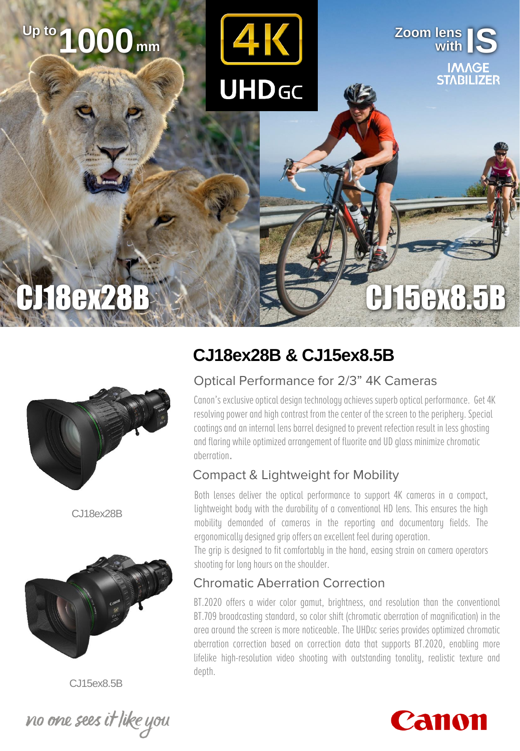Up to 1000 mm

4K UHDGC

Zoom lens with IS IMAGE STABILIZER

CJ18ex28B

CJ15ex8.5B

# CJ18ex28B & CJ15ex8.5B

## Optical Performance for 2/3" 4K Cameras

Canon's exclusive optical design technology achieves superb optical performance. Get 4K resolving power and high contrast from the center of the screen to the periphery. Special coatings and an internal lens barrel designed to prevent refection result in less ghosting and flaring while optimized arrangement of fluorite and UD glass minimize chromatic aberration.

## Compact & Lightweight for Mobility

Both lenses deliver the optical performance to support 4K cameras in a compact, lightweight body with the durability of a conventional HD lens. This ensures the high mobility demanded of cameras in the reporting and documentary fields. The ergonomically designed grip offers an excellent feel during operation.
The grip is designed to fit comfortably in the hand, easing strain on camera operators shooting for long hours on the shoulder.

## Chromatic Aberration Correction

BT.2020 offers a wider color gamut, brightness, and resolution than the conventional BT.709 broadcasting standard, so color shift (chromatic aberration of magnification) in the area around the screen is more noticeable. The UHDGC series provides optimized chromatic aberration correction based on correction data that supports BT.2020, enabling more lifelike high-resolution video shooting with outstanding tonality, realistic texture and depth.

CJ18ex28B

CJ15ex8.5B

*no one sees it like you*

Canon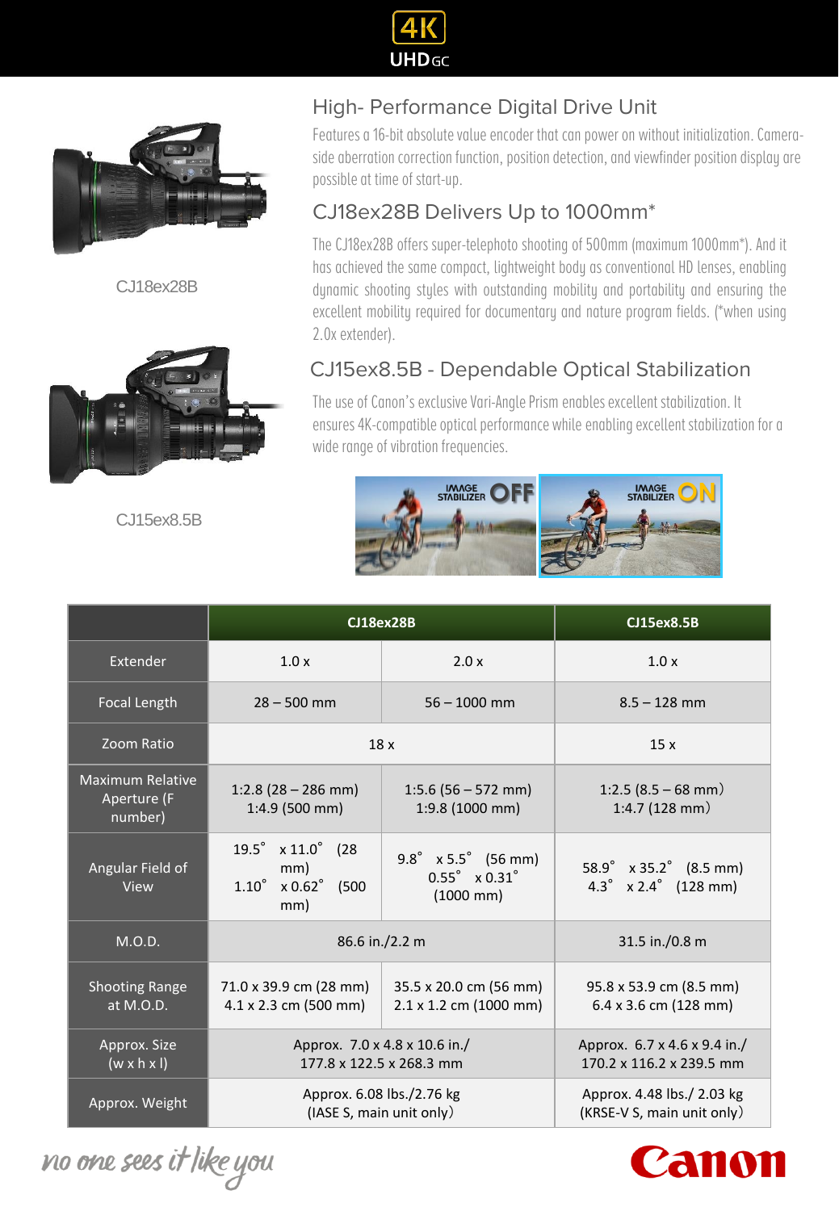4K UHDGC

## High- Performance Digital Drive Unit

Features a 16-bit absolute value encoder that can power on without initialization. Camera-side aberration correction function, position detection, and viewfinder position display are possible at time of start-up.

CJ18ex28B

## CJ18ex28B Delivers Up to 1000mm*

The CJ18ex28B offers super-telephoto shooting of 500mm (maximum 1000mm*). And it has achieved the same compact, lightweight body as conventional HD lenses, enabling dynamic shooting styles with outstanding mobility and portability and ensuring the excellent mobility required for documentary and nature program fields. (*when using 2.0x extender).

CJ15ex8.5B

## CJ15ex8.5B - Dependable Optical Stabilization

The use of Canon's exclusive Vari-Angle Prism enables excellent stabilization. It ensures 4K-compatible optical performance while enabling excellent stabilization for a wide range of vibration frequencies.

IMAGE STABILIZER OFF

IMAGE STABILIZER ON

| | CJ18ex28B | | CJ15ex8.5B |
|---|---|---|---|
| Extender | 1.0 x | 2.0 x | 1.0 x |
| Focal Length | 28 – 500 mm | 56 – 1000 mm | 8.5 – 128 mm |
| Zoom Ratio | 18 x | | 15 x |
| Maximum Relative Aperture (F number) | 1:2.8 (28 – 286 mm) 1:4.9 (500 mm) | 1:5.6 (56 – 572 mm) 1:9.8 (1000 mm) | 1:2.5 (8.5 – 68 mm) 1:4.7 (128 mm) |
| Angular Field of View | 19.5° x 11.0° (28 mm) 1.10° x 0.62° (500 mm) | 9.8° x 5.5° (56 mm) 0.55° x 0.31° (1000 mm) | 58.9° x 35.2° (8.5 mm) 4.3° x 2.4° (128 mm) |
| M.O.D. | 86.6 in./2.2 m | | 31.5 in./0.8 m |
| Shooting Range at M.O.D. | 71.0 x 39.9 cm (28 mm) 4.1 x 2.3 cm (500 mm) | 35.5 x 20.0 cm (56 mm) 2.1 x 1.2 cm (1000 mm) | 95.8 x 53.9 cm (8.5 mm) 6.4 x 3.6 cm (128 mm) |
| Approx. Size (w x h x l) | Approx. 7.0 x 4.8 x 10.6 in./ 177.8 x 122.5 x 268.3 mm | | Approx. 6.7 x 4.6 x 9.4 in./ 170.2 x 116.2 x 239.5 mm |
| Approx. Weight | Approx. 6.08 lbs./2.76 kg (IASE S, main unit only) | | Approx. 4.48 lbs./ 2.03 kg (KRSE-V S, main unit only) |

no one sees it like you

Canon